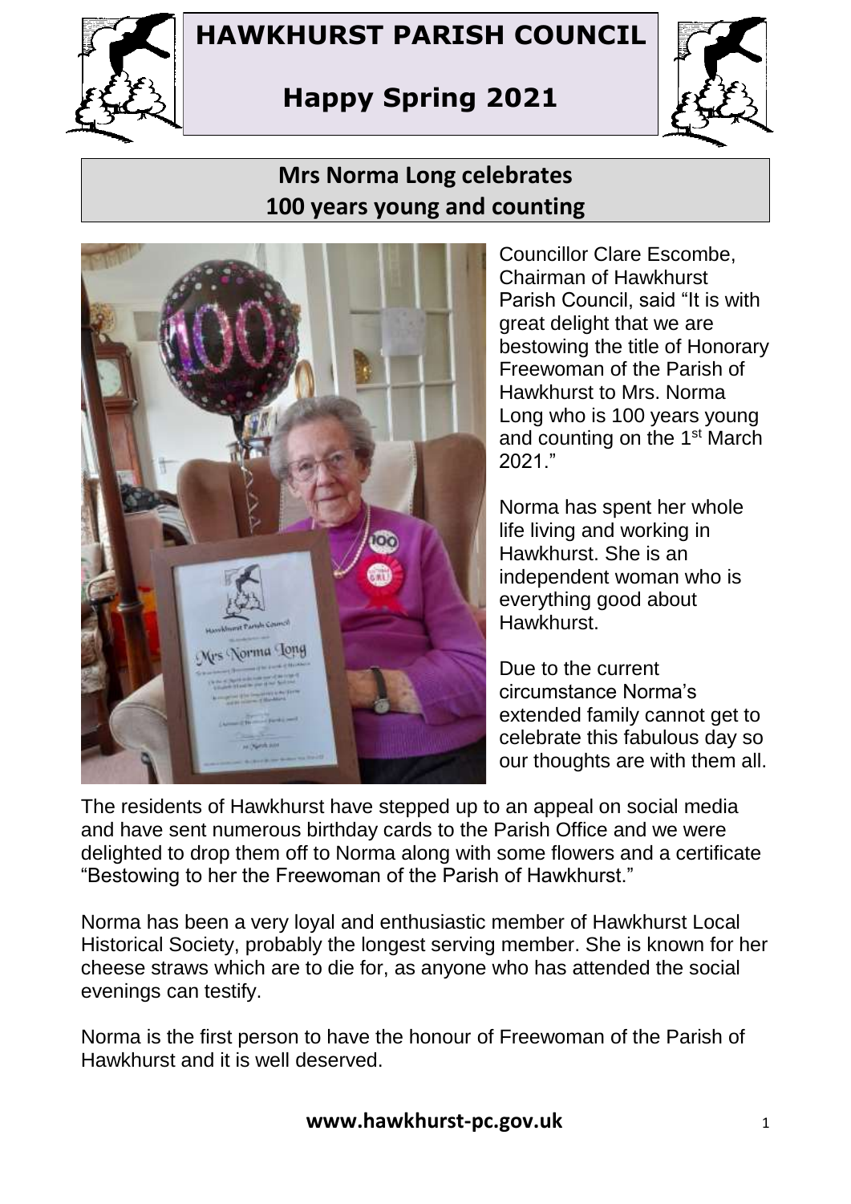# HAWKHURST PARISH COUNCIL

## Happy Spring 2021

## Mrs Norma Long celebrates 100 years young and counting

Councillor Clare Escombe, Chairman of Hawkhurst Parish Council, said "It is with great delight that we are bestowing the title of Honorary Freewoman of the Parish of Hawkhurst to Mrs. Norma Long who is 100 years young and counting on the 1st March 2021."

Norma has spent her whole life living and working in Hawkhurst. She is an independent woman who is everything good about Hawkhurst.

Due to the current circumstance Norma's extended family cannot get to celebrate this fabulous day so our thoughts are with them all.

The residents of Hawkhurst have stepped up to an appeal on social media and have sent numerous birthday cards to the Parish Office and we were delighted to drop them off to Norma along with some flowers and a certificate "Bestowing to her the Freewoman of the Parish of Hawkhurst."

Norma has been a very loyal and enthusiastic member of Hawkhurst Local Historical Society, probably the longest serving member. She is known for her cheese straws which are to die for, as anyone who has attended the social evenings can testify.

Norma is the first person to have the honour of Freewoman of the Parish of Hawkhurst and it is well deserved.

**www.hawkhurst-pc.gov.uk**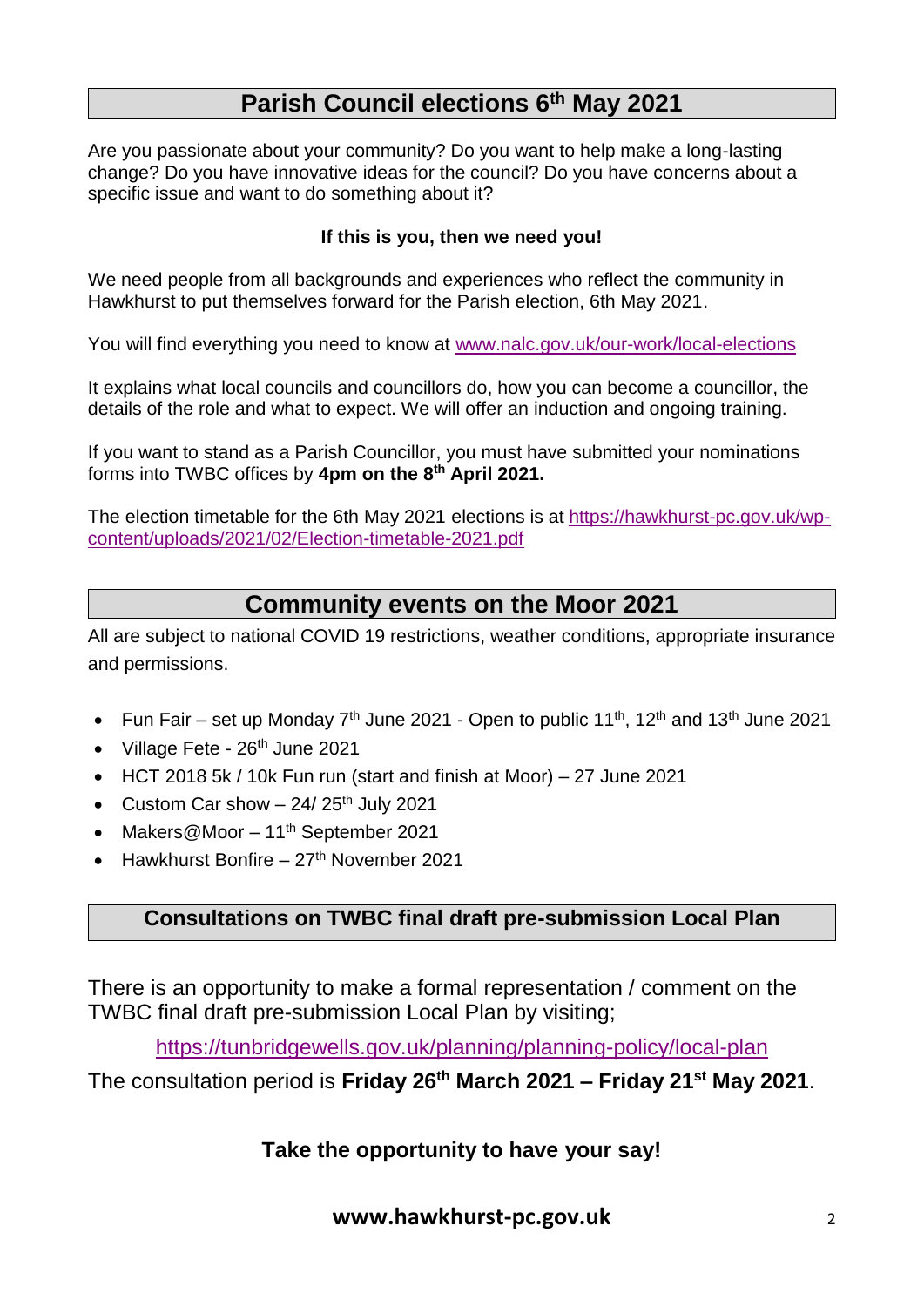## Parish Council elections 6th May 2021

Are you passionate about your community? Do you want to help make a long-lasting change? Do you have innovative ideas for the council? Do you have concerns about a specific issue and want to do something about it?

**If this is you, then we need you!**

We need people from all backgrounds and experiences who reflect the community in Hawkhurst to put themselves forward for the Parish election, 6th May 2021.

You will find everything you need to know at [www.nalc.gov.uk/our-work/local-elections](http://www.nalc.gov.uk/our-work/local-elections)

It explains what local councils and councillors do, how you can become a councillor, the details of the role and what to expect. We will offer an induction and ongoing training.

If you want to stand as a Parish Councillor, you must have submitted your nominations forms into TWBC offices by **4pm on the 8th April 2021.**

The election timetable for the 6th May 2021 elections is at [https://hawkhurst-pc.gov.uk/wp-content/uploads/2021/02/Election-timetable-2021.pdf](https://hawkhurst-pc.gov.uk/wp-content/uploads/2021/02/Election-timetable-2021.pdf)

## Community events on the Moor 2021

All are subject to national COVID 19 restrictions, weather conditions, appropriate insurance and permissions.

- Fun Fair – set up Monday 7th June 2021 - Open to public 11th, 12th and 13th June 2021
- Village Fete - 26th June 2021
- HCT 2018 5k / 10k Fun run (start and finish at Moor) – 27 June 2021
- Custom Car show – 24/ 25th July 2021
- Makers@Moor – 11th September 2021
- Hawkhurst Bonfire – 27th November 2021

## Consultations on TWBC final draft pre-submission Local Plan

There is an opportunity to make a formal representation / comment on the TWBC final draft pre-submission Local Plan by visiting;

[https://tunbridgewells.gov.uk/planning/planning-policy/local-plan](https://tunbridgewells.gov.uk/planning/planning-policy/local-plan)

The consultation period is **Friday 26th March 2021 – Friday 21st May 2021**.

**Take the opportunity to have your say!**

**www.hawkhurst-pc.gov.uk**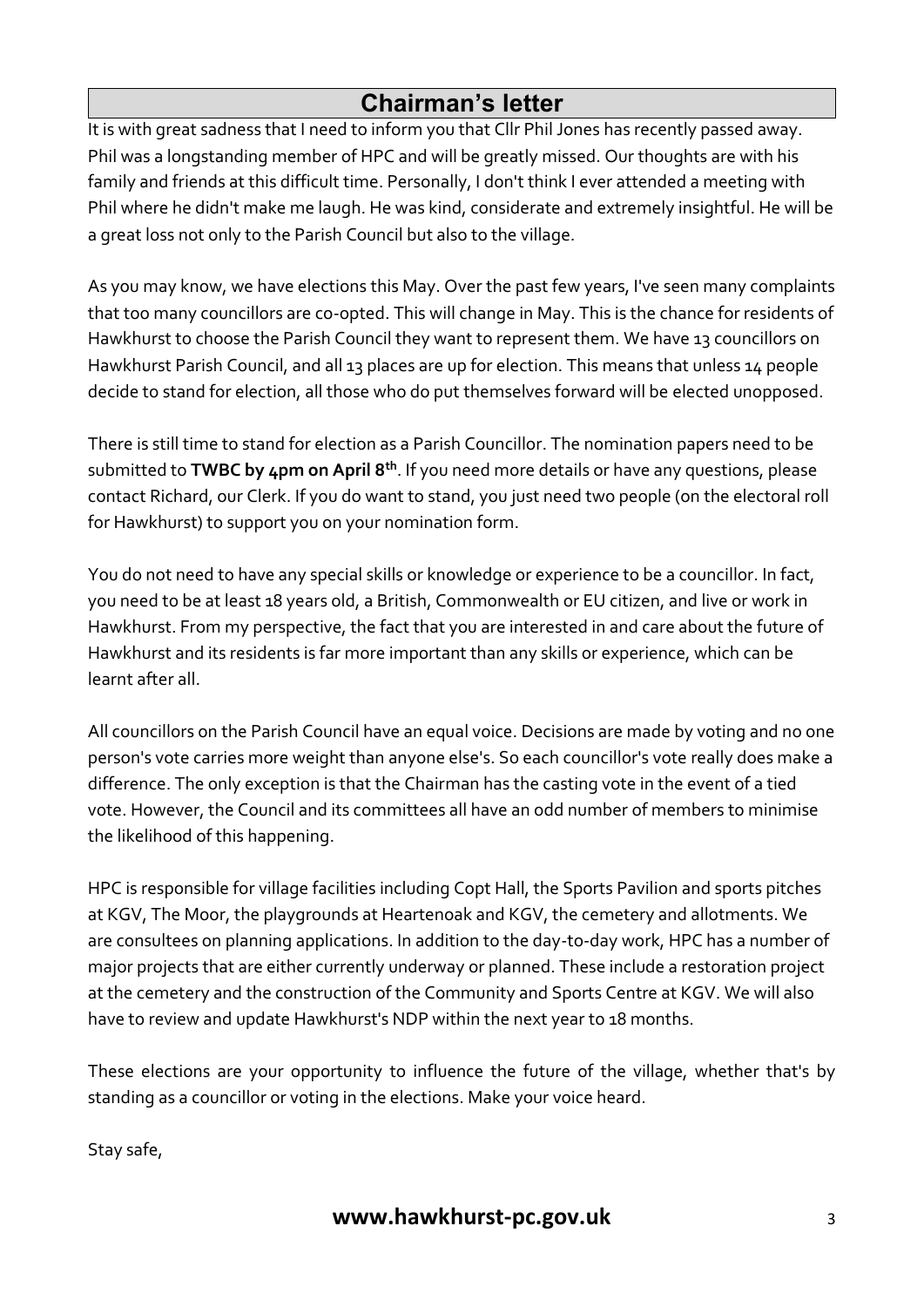## Chairman's letter

It is with great sadness that I need to inform you that Cllr Phil Jones has recently passed away. Phil was a longstanding member of HPC and will be greatly missed. Our thoughts are with his family and friends at this difficult time. Personally, I don't think I ever attended a meeting with Phil where he didn't make me laugh. He was kind, considerate and extremely insightful. He will be a great loss not only to the Parish Council but also to the village.

As you may know, we have elections this May. Over the past few years, I've seen many complaints that too many councillors are co-opted. This will change in May. This is the chance for residents of Hawkhurst to choose the Parish Council they want to represent them. We have 13 councillors on Hawkhurst Parish Council, and all 13 places are up for election. This means that unless 14 people decide to stand for election, all those who do put themselves forward will be elected unopposed.

There is still time to stand for election as a Parish Councillor. The nomination papers need to be submitted to **TWBC by 4pm on April 8th**. If you need more details or have any questions, please contact Richard, our Clerk. If you do want to stand, you just need two people (on the electoral roll for Hawkhurst) to support you on your nomination form.

You do not need to have any special skills or knowledge or experience to be a councillor. In fact, you need to be at least 18 years old, a British, Commonwealth or EU citizen, and live or work in Hawkhurst. From my perspective, the fact that you are interested in and care about the future of Hawkhurst and its residents is far more important than any skills or experience, which can be learnt after all.

All councillors on the Parish Council have an equal voice. Decisions are made by voting and no one person's vote carries more weight than anyone else's. So each councillor's vote really does make a difference. The only exception is that the Chairman has the casting vote in the event of a tied vote. However, the Council and its committees all have an odd number of members to minimise the likelihood of this happening.

HPC is responsible for village facilities including Copt Hall, the Sports Pavilion and sports pitches at KGV, The Moor, the playgrounds at Heartenoak and KGV, the cemetery and allotments. We are consultees on planning applications. In addition to the day-to-day work, HPC has a number of major projects that are either currently underway or planned. These include a restoration project at the cemetery and the construction of the Community and Sports Centre at KGV. We will also have to review and update Hawkhurst's NDP within the next year to 18 months.

These elections are your opportunity to influence the future of the village, whether that's by standing as a councillor or voting in the elections. Make your voice heard.

Stay safe,

**www.hawkhurst-pc.gov.uk**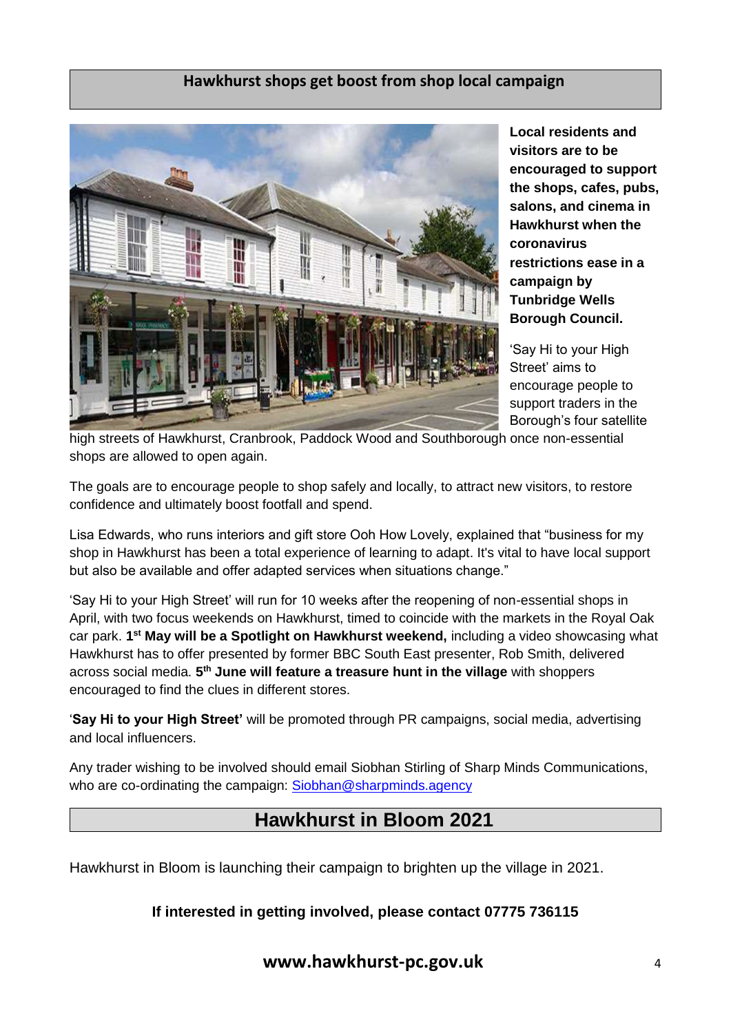## Hawkhurst shops get boost from shop local campaign

**Local residents and visitors are to be encouraged to support the shops, cafes, pubs, salons, and cinema in Hawkhurst when the coronavirus restrictions ease in a campaign by Tunbridge Wells Borough Council.**

'Say Hi to your High Street' aims to encourage people to support traders in the Borough's four satellite high streets of Hawkhurst, Cranbrook, Paddock Wood and Southborough once non-essential shops are allowed to open again.

The goals are to encourage people to shop safely and locally, to attract new visitors, to restore confidence and ultimately boost footfall and spend.

Lisa Edwards, who runs interiors and gift store Ooh How Lovely, explained that "business for my shop in Hawkhurst has been a total experience of learning to adapt. It's vital to have local support but also be available and offer adapted services when situations change."

'Say Hi to your High Street' will run for 10 weeks after the reopening of non-essential shops in April, with two focus weekends on Hawkhurst, timed to coincide with the markets in the Royal Oak car park. **1st May will be a Spotlight on Hawkhurst weekend,** including a video showcasing what Hawkhurst has to offer presented by former BBC South East presenter, Rob Smith, delivered across social media. **5th June will feature a treasure hunt in the village** with shoppers encouraged to find the clues in different stores.

'**Say Hi to your High Street'** will be promoted through PR campaigns, social media, advertising and local influencers.

Any trader wishing to be involved should email Siobhan Stirling of Sharp Minds Communications, who are co-ordinating the campaign: Siobhan@sharpminds.agency

## Hawkhurst in Bloom 2021

Hawkhurst in Bloom is launching their campaign to brighten up the village in 2021.

**If interested in getting involved, please contact 07775 736115**

**www.hawkhurst-pc.gov.uk**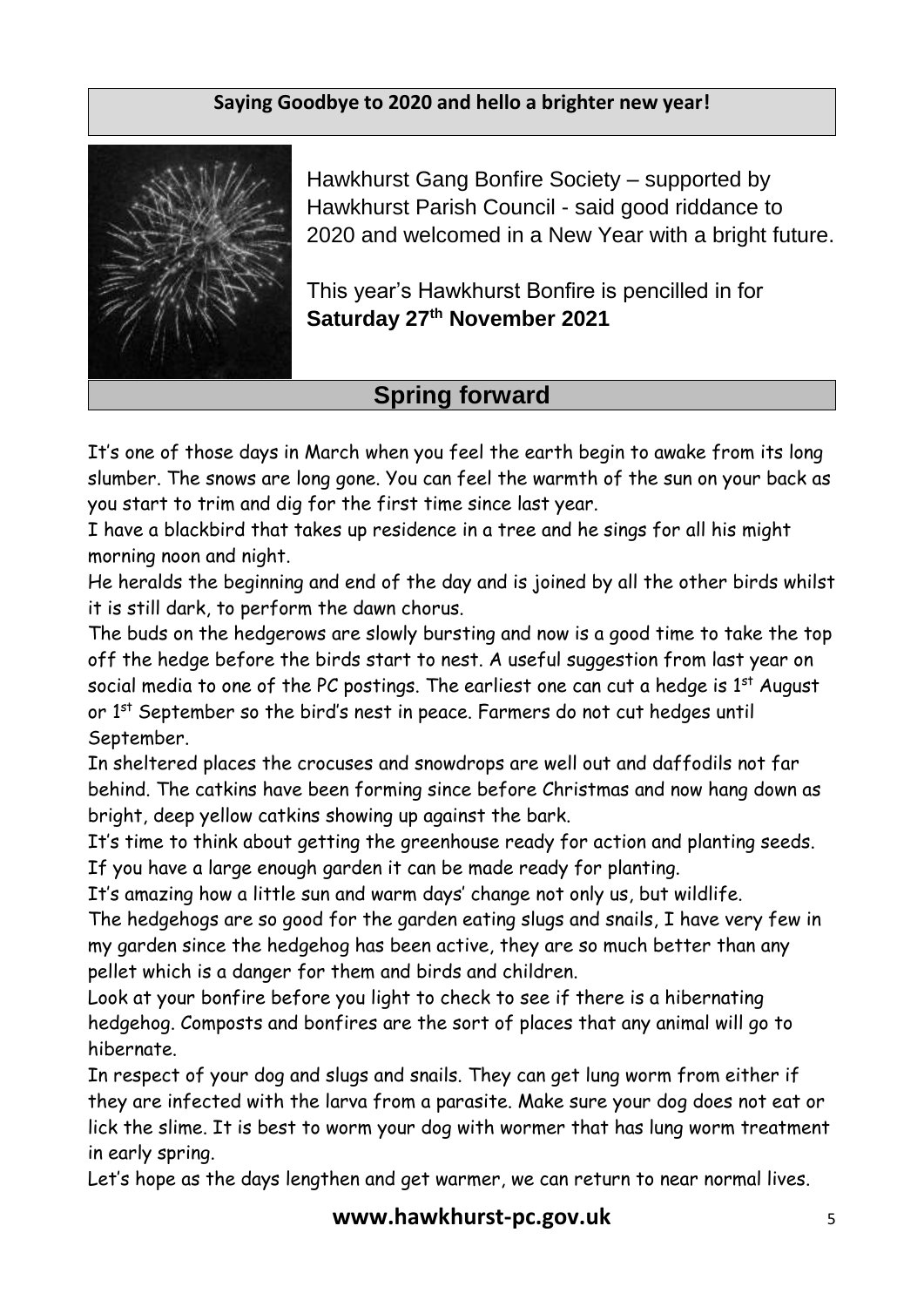## Saying Goodbye to 2020 and hello a brighter new year!

Hawkhurst Gang Bonfire Society – supported by Hawkhurst Parish Council - said good riddance to 2020 and welcomed in a New Year with a bright future.

This year's Hawkhurst Bonfire is pencilled in for **Saturday 27th November 2021**

## Spring forward

It's one of those days in March when you feel the earth begin to awake from its long slumber. The snows are long gone. You can feel the warmth of the sun on your back as you start to trim and dig for the first time since last year.

I have a blackbird that takes up residence in a tree and he sings for all his might morning noon and night.

He heralds the beginning and end of the day and is joined by all the other birds whilst it is still dark, to perform the dawn chorus.

The buds on the hedgerows are slowly bursting and now is a good time to take the top off the hedge before the birds start to nest. A useful suggestion from last year on social media to one of the PC postings. The earliest one can cut a hedge is 1st August or 1st September so the bird's nest in peace. Farmers do not cut hedges until September.

In sheltered places the crocuses and snowdrops are well out and daffodils not far behind. The catkins have been forming since before Christmas and now hang down as bright, deep yellow catkins showing up against the bark.

It's time to think about getting the greenhouse ready for action and planting seeds. If you have a large enough garden it can be made ready for planting.

It's amazing how a little sun and warm days' change not only us, but wildlife.

The hedgehogs are so good for the garden eating slugs and snails, I have very few in my garden since the hedgehog has been active, they are so much better than any pellet which is a danger for them and birds and children.

Look at your bonfire before you light to check to see if there is a hibernating hedgehog. Composts and bonfires are the sort of places that any animal will go to hibernate.

In respect of your dog and slugs and snails. They can get lung worm from either if they are infected with the larva from a parasite. Make sure your dog does not eat or lick the slime. It is best to worm your dog with wormer that has lung worm treatment in early spring.

Let's hope as the days lengthen and get warmer, we can return to near normal lives.

**www.hawkhurst-pc.gov.uk**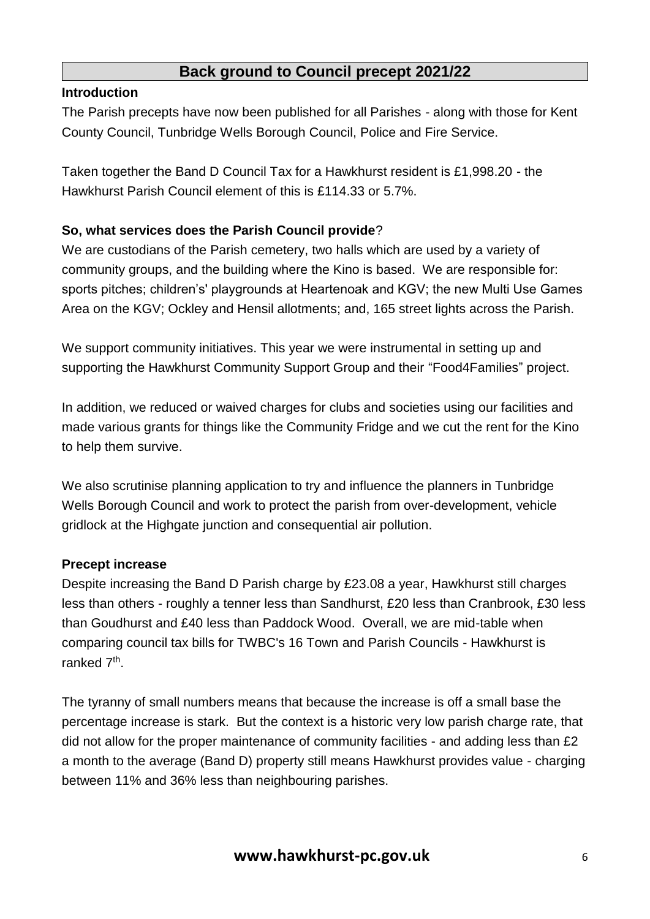## Back ground to Council precept 2021/22

**Introduction**

The Parish precepts have now been published for all Parishes - along with those for Kent County Council, Tunbridge Wells Borough Council, Police and Fire Service.

Taken together the Band D Council Tax for a Hawkhurst resident is £1,998.20 - the Hawkhurst Parish Council element of this is £114.33 or 5.7%.

**So, what services does the Parish Council provide**?

We are custodians of the Parish cemetery, two halls which are used by a variety of community groups, and the building where the Kino is based. We are responsible for: sports pitches; children's' playgrounds at Heartenoak and KGV; the new Multi Use Games Area on the KGV; Ockley and Hensil allotments; and, 165 street lights across the Parish.

We support community initiatives. This year we were instrumental in setting up and supporting the Hawkhurst Community Support Group and their "Food4Families" project.

In addition, we reduced or waived charges for clubs and societies using our facilities and made various grants for things like the Community Fridge and we cut the rent for the Kino to help them survive.

We also scrutinise planning application to try and influence the planners in Tunbridge Wells Borough Council and work to protect the parish from over-development, vehicle gridlock at the Highgate junction and consequential air pollution.

**Precept increase**

Despite increasing the Band D Parish charge by £23.08 a year, Hawkhurst still charges less than others - roughly a tenner less than Sandhurst, £20 less than Cranbrook, £30 less than Goudhurst and £40 less than Paddock Wood. Overall, we are mid-table when comparing council tax bills for TWBC's 16 Town and Parish Councils - Hawkhurst is ranked 7th.

The tyranny of small numbers means that because the increase is off a small base the percentage increase is stark. But the context is a historic very low parish charge rate, that did not allow for the proper maintenance of community facilities - and adding less than £2 a month to the average (Band D) property still means Hawkhurst provides value - charging between 11% and 36% less than neighbouring parishes.

**www.hawkhurst-pc.gov.uk**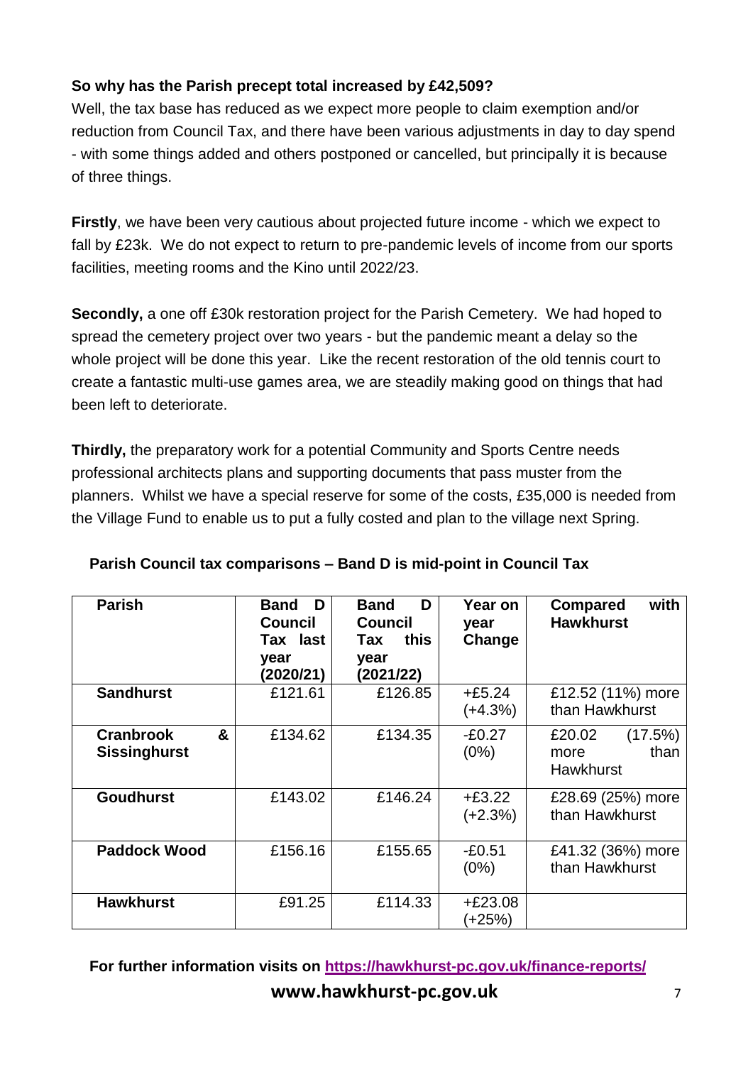**So why has the Parish precept total increased by £42,509?**

Well, the tax base has reduced as we expect more people to claim exemption and/or reduction from Council Tax, and there have been various adjustments in day to day spend - with some things added and others postponed or cancelled, but principally it is because of three things.

**Firstly**, we have been very cautious about projected future income - which we expect to fall by £23k. We do not expect to return to pre-pandemic levels of income from our sports facilities, meeting rooms and the Kino until 2022/23.

**Secondly,** a one off £30k restoration project for the Parish Cemetery. We had hoped to spread the cemetery project over two years - but the pandemic meant a delay so the whole project will be done this year. Like the recent restoration of the old tennis court to create a fantastic multi-use games area, we are steadily making good on things that had been left to deteriorate.

**Thirdly,** the preparatory work for a potential Community and Sports Centre needs professional architects plans and supporting documents that pass muster from the planners. Whilst we have a special reserve for some of the costs, £35,000 is needed from the Village Fund to enable us to put a fully costed and plan to the village next Spring.

**Parish Council tax comparisons – Band D is mid-point in Council Tax**

| Parish | Band D Council Tax last year (2020/21) | Band D Council Tax this year (2021/22) | Year on year Change | Compared with Hawkhurst |
|---|---|---|---|---|
| **Sandhurst** | £121.61 | £126.85 | +£5.24 (+4.3%) | £12.52 (11%) more than Hawkhurst |
| **Cranbrook & Sissinghurst** | £134.62 | £134.35 | -£0.27 (0%) | £20.02 (17.5%) more than Hawkhurst |
| **Goudhurst** | £143.02 | £146.24 | +£3.22 (+2.3%) | £28.69 (25%) more than Hawkhurst |
| **Paddock Wood** | £156.16 | £155.65 | -£0.51 (0%) | £41.32 (36%) more than Hawkhurst |
| **Hawkhurst** | £91.25 | £114.33 | +£23.08 (+25%) | |

**For further information visits on https://hawkhurst-pc.gov.uk/finance-reports/**

**www.hawkhurst-pc.gov.uk**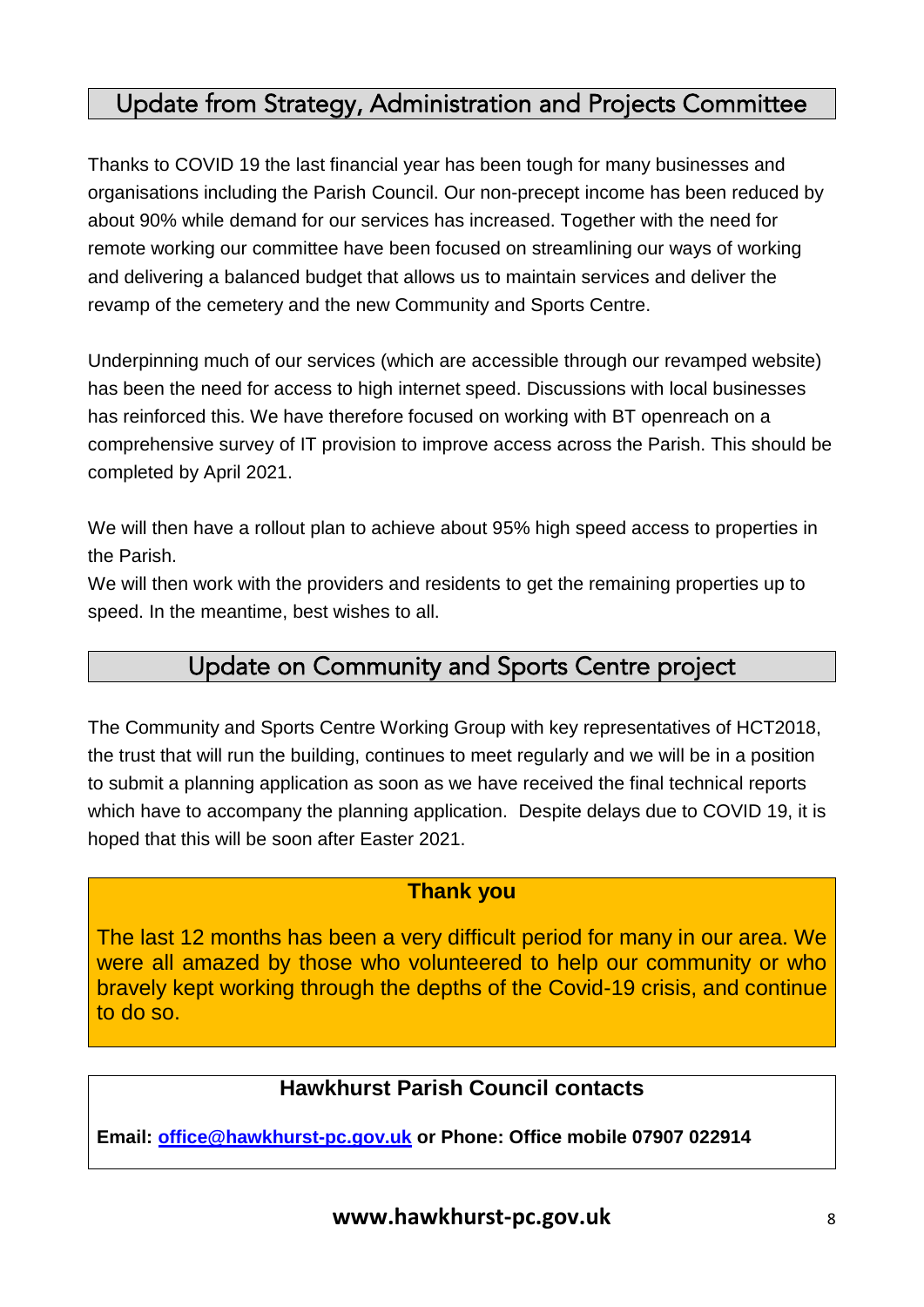## Update from Strategy, Administration and Projects Committee

Thanks to COVID 19 the last financial year has been tough for many businesses and organisations including the Parish Council. Our non-precept income has been reduced by about 90% while demand for our services has increased. Together with the need for remote working our committee have been focused on streamlining our ways of working and delivering a balanced budget that allows us to maintain services and deliver the revamp of the cemetery and the new Community and Sports Centre.

Underpinning much of our services (which are accessible through our revamped website) has been the need for access to high internet speed. Discussions with local businesses has reinforced this. We have therefore focused on working with BT openreach on a comprehensive survey of IT provision to improve access across the Parish. This should be completed by April 2021.

We will then have a rollout plan to achieve about 95% high speed access to properties in the Parish.

We will then work with the providers and residents to get the remaining properties up to speed. In the meantime, best wishes to all.

## Update on Community and Sports Centre project

The Community and Sports Centre Working Group with key representatives of HCT2018, the trust that will run the building, continues to meet regularly and we will be in a position to submit a planning application as soon as we have received the final technical reports which have to accompany the planning application. Despite delays due to COVID 19, it is hoped that this will be soon after Easter 2021.

**Thank you**

The last 12 months has been a very difficult period for many in our area. We were all amazed by those who volunteered to help our community or who bravely kept working through the depths of the Covid-19 crisis, and continue to do so.

**Hawkhurst Parish Council contacts**

**Email: office@hawkhurst-pc.gov.uk or Phone: Office mobile 07907 022914**

**www.hawkhurst-pc.gov.uk**